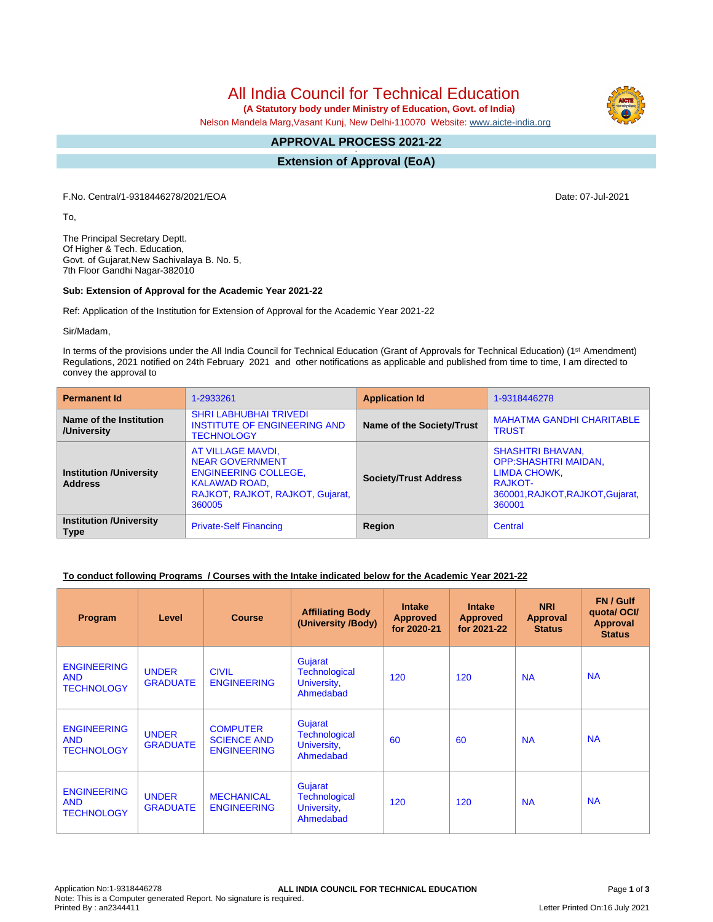# All India Council for Technical Education

**(A Statutory body under Ministry of Education, Govt. of India)**

Nelson Mandela Marg,Vasant Kunj, New Delhi-110070 Website: www.aicte-india.org

## APPROVAL PROCESS 2021-22

## Extension of Approval (EoA)

F.No. Central/1-9318446278/2021/EOA

Date: 07-Jul-2021

To,

The Principal Secretary Deptt.
Of Higher & Tech. Education,
Govt. of Gujarat,New Sachivalaya B. No. 5,
7th Floor Gandhi Nagar-382010

**Sub: Extension of Approval for the Academic Year 2021-22**

Ref: Application of the Institution for Extension of Approval for the Academic Year 2021-22

Sir/Madam,

In terms of the provisions under the All India Council for Technical Education (Grant of Approvals for Technical Education) (1st Amendment) Regulations, 2021 notified on 24th February 2021 and other notifications as applicable and published from time to time, I am directed to convey the approval to

| **Permanent Id** | 1-2933261 | **Application Id** | 1-9318446278 |
|---|---|---|---|
| **Name of the Institution /University** | SHRI LABHUBHAI TRIVEDI INSTITUTE OF ENGINEERING AND TECHNOLOGY | **Name of the Society/Trust** | MAHATMA GANDHI CHARITABLE TRUST |
| **Institution /University Address** | AT VILLAGE MAVDI, NEAR GOVERNMENT ENGINEERING COLLEGE, KALAWAD ROAD, RAJKOT, RAJKOT, RAJKOT, Gujarat, 360005 | **Society/Trust Address** | SHASHTRI BHAVAN, OPP:SHASHTRI MAIDAN, LIMDA CHOWK, RAJKOT-360001,RAJKOT,RAJKOT,Gujarat, 360001 |
| **Institution /University Type** | Private-Self Financing | **Region** | Central |

**To conduct following Programs / Courses with the Intake indicated below for the Academic Year 2021-22**

| Program | Level | Course | Affiliating Body (University /Body) | Intake Approved for 2020-21 | Intake Approved for 2021-22 | NRI Approval Status | FN / Gulf quota/ OCI/ Approval Status |
|---|---|---|---|---|---|---|---|
| ENGINEERING AND TECHNOLOGY | UNDER GRADUATE | CIVIL ENGINEERING | Gujarat Technological University, Ahmedabad | 120 | 120 | NA | NA |
| ENGINEERING AND TECHNOLOGY | UNDER GRADUATE | COMPUTER SCIENCE AND ENGINEERING | Gujarat Technological University, Ahmedabad | 60 | 60 | NA | NA |
| ENGINEERING AND TECHNOLOGY | UNDER GRADUATE | MECHANICAL ENGINEERING | Gujarat Technological University, Ahmedabad | 120 | 120 | NA | NA |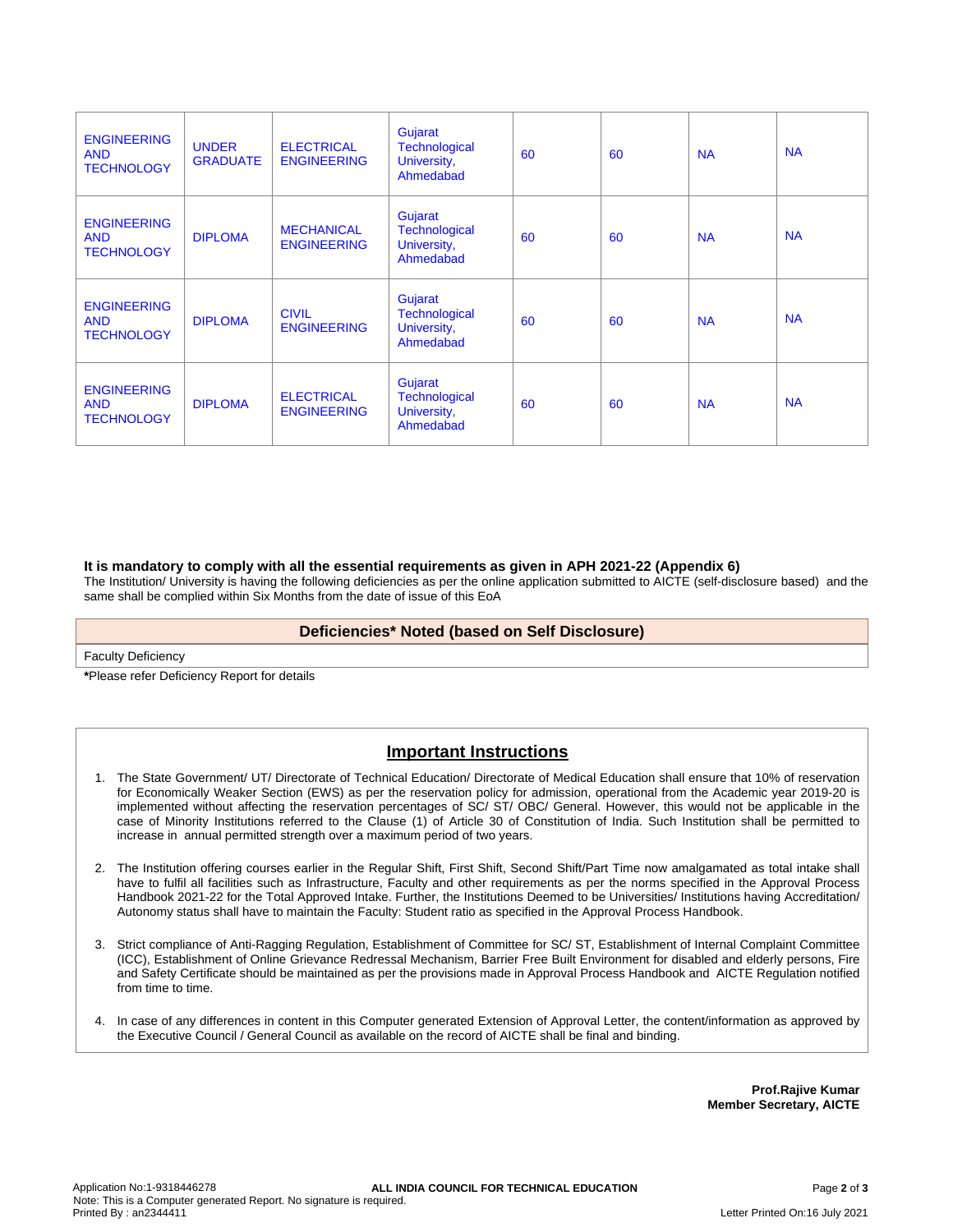| | | | | | | | |
|---|---|---|---|---|---|---|---|
| ENGINEERING AND TECHNOLOGY | UNDER GRADUATE | ELECTRICAL ENGINEERING | Gujarat Technological University, Ahmedabad | 60 | 60 | NA | NA |
| ENGINEERING AND TECHNOLOGY | DIPLOMA | MECHANICAL ENGINEERING | Gujarat Technological University, Ahmedabad | 60 | 60 | NA | NA |
| ENGINEERING AND TECHNOLOGY | DIPLOMA | CIVIL ENGINEERING | Gujarat Technological University, Ahmedabad | 60 | 60 | NA | NA |
| ENGINEERING AND TECHNOLOGY | DIPLOMA | ELECTRICAL ENGINEERING | Gujarat Technological University, Ahmedabad | 60 | 60 | NA | NA |

**It is mandatory to comply with all the essential requirements as given in APH 2021-22 (Appendix 6)**

The Institution/ University is having the following deficiencies as per the online application submitted to AICTE (self-disclosure based) and the same shall be complied within Six Months from the date of issue of this EoA

| Deficiencies* Noted (based on Self Disclosure) |
|---|
| Faculty Deficiency |

**\***Please refer Deficiency Report for details

## Important Instructions

1. The State Government/ UT/ Directorate of Technical Education/ Directorate of Medical Education shall ensure that 10% of reservation for Economically Weaker Section (EWS) as per the reservation policy for admission, operational from the Academic year 2019-20 is implemented without affecting the reservation percentages of SC/ ST/ OBC/ General. However, this would not be applicable in the case of Minority Institutions referred to the Clause (1) of Article 30 of Constitution of India. Such Institution shall be permitted to increase in annual permitted strength over a maximum period of two years.

2. The Institution offering courses earlier in the Regular Shift, First Shift, Second Shift/Part Time now amalgamated as total intake shall have to fulfil all facilities such as Infrastructure, Faculty and other requirements as per the norms specified in the Approval Process Handbook 2021-22 for the Total Approved Intake. Further, the Institutions Deemed to be Universities/ Institutions having Accreditation/ Autonomy status shall have to maintain the Faculty: Student ratio as specified in the Approval Process Handbook.

3. Strict compliance of Anti-Ragging Regulation, Establishment of Committee for SC/ ST, Establishment of Internal Complaint Committee (ICC), Establishment of Online Grievance Redressal Mechanism, Barrier Free Built Environment for disabled and elderly persons, Fire and Safety Certificate should be maintained as per the provisions made in Approval Process Handbook and AICTE Regulation notified from time to time.

4. In case of any differences in content in this Computer generated Extension of Approval Letter, the content/information as approved by the Executive Council / General Council as available on the record of AICTE shall be final and binding.

**Prof.Rajive Kumar**
**Member Secretary, AICTE**

Application No:1-9318446278
Note: This is a Computer generated Report. No signature is required.
Printed By : an2344411

**ALL INDIA COUNCIL FOR TECHNICAL EDUCATION**

Letter Printed On:16 July 2021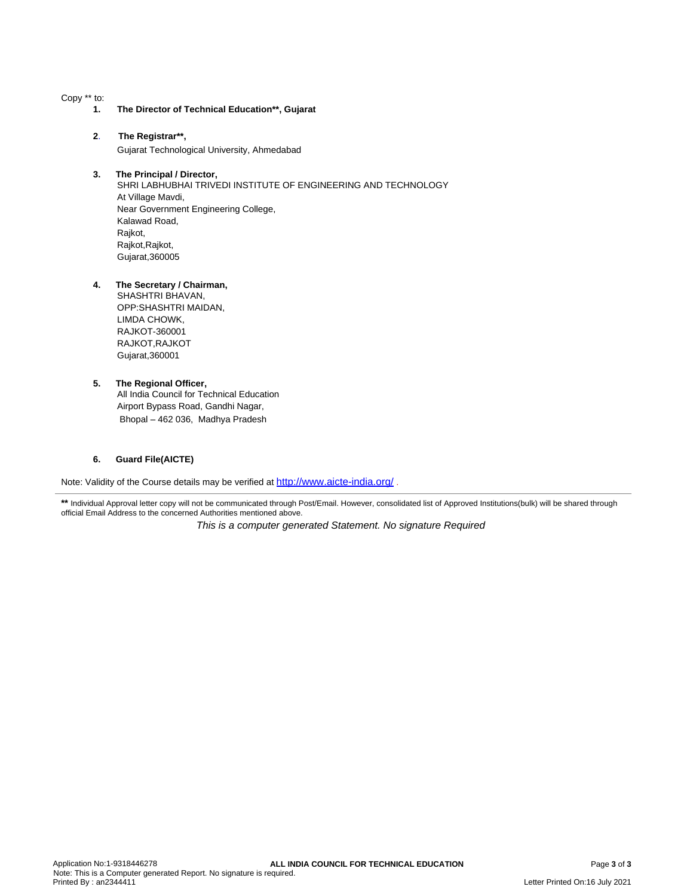Copy ** to:

1. **The Director of Technical Education**, Gujarat**

2. **The Registrar**,**
   Gujarat Technological University, Ahmedabad

3. **The Principal / Director,**
   SHRI LABHUBHAI TRIVEDI INSTITUTE OF ENGINEERING AND TECHNOLOGY
   At Village Mavdi,
   Near Government Engineering College,
   Kalawad Road,
   Rajkot,
   Rajkot,Rajkot,
   Gujarat,360005

4. **The Secretary / Chairman,**
   SHASHTRI BHAVAN,
   OPP:SHASHTRI MAIDAN,
   LIMDA CHOWK,
   RAJKOT-360001
   RAJKOT,RAJKOT
   Gujarat,360001

5. **The Regional Officer,**
   All India Council for Technical Education
   Airport Bypass Road, Gandhi Nagar,
   Bhopal – 462 036, Madhya Pradesh

6. **Guard File(AICTE)**

Note: Validity of the Course details may be verified at http://www.aicte-india.org/ .

---

**\*\*** Individual Approval letter copy will not be communicated through Post/Email. However, consolidated list of Approved Institutions(bulk) will be shared through official Email Address to the concerned Authorities mentioned above.

*This is a computer generated Statement. No signature Required*

Application No:1-9318446278
Note: This is a Computer generated Report. No signature is required.
Printed By : an2344411

Letter Printed On:16 July 2021